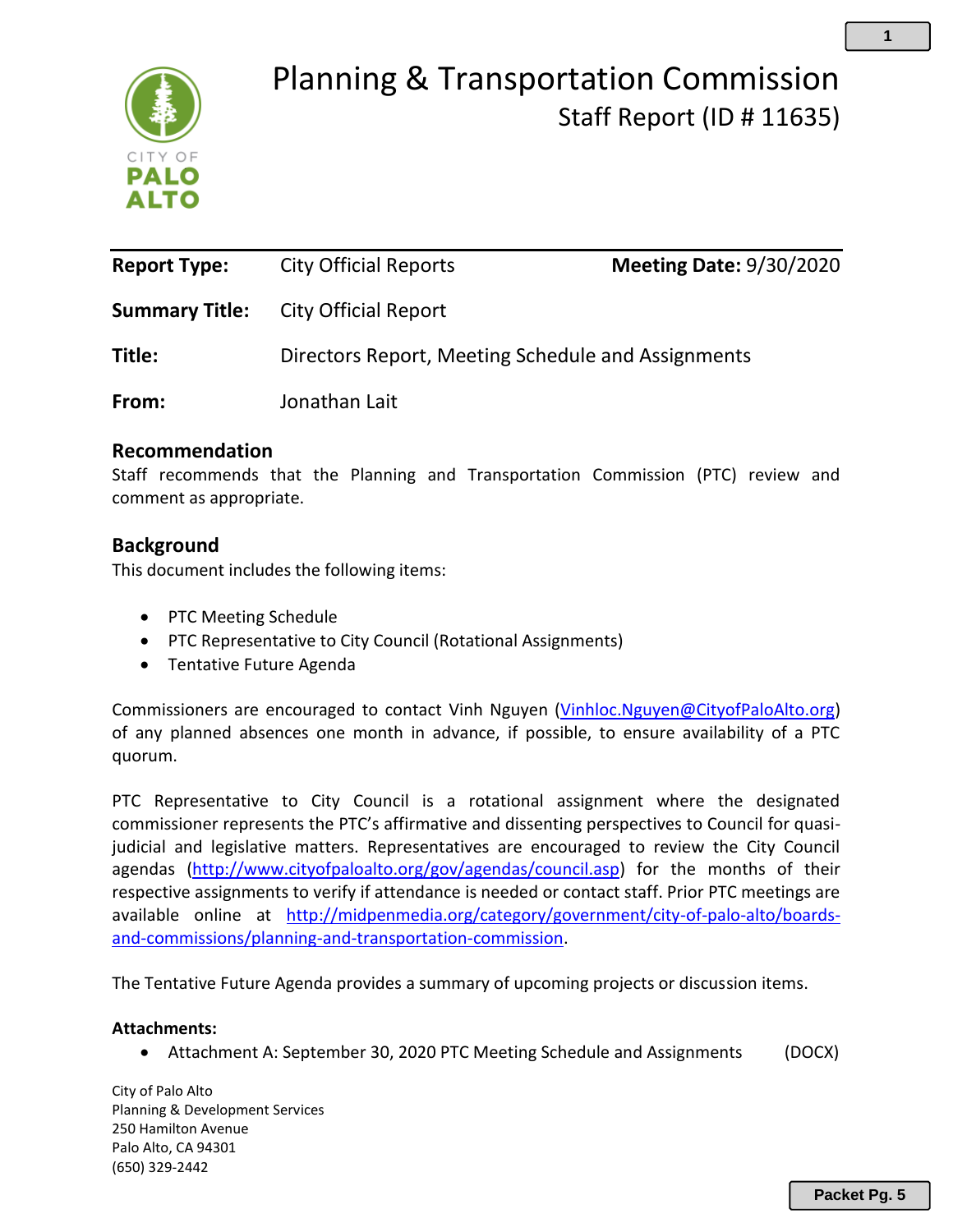# Planning & Transportation Commission

## Staff Report (ID # 11635)

| | | | |
|---|---|---|---|
| **Report Type:** | City Official Reports | **Meeting Date:** | 9/30/2020 |
| **Summary Title:** | City Official Report | | |
| **Title:** | Directors Report, Meeting Schedule and Assignments | | |
| **From:** | Jonathan Lait | | |

### Recommendation

Staff recommends that the Planning and Transportation Commission (PTC) review and comment as appropriate.

### Background

This document includes the following items:

- PTC Meeting Schedule
- PTC Representative to City Council (Rotational Assignments)
- Tentative Future Agenda

Commissioners are encouraged to contact Vinh Nguyen (Vinhloc.Nguyen@CityofPaloAlto.org) of any planned absences one month in advance, if possible, to ensure availability of a PTC quorum.

PTC Representative to City Council is a rotational assignment where the designated commissioner represents the PTC's affirmative and dissenting perspectives to Council for quasi-judicial and legislative matters. Representatives are encouraged to review the City Council agendas (http://www.cityofpaloalto.org/gov/agendas/council.asp) for the months of their respective assignments to verify if attendance is needed or contact staff. Prior PTC meetings are available online at http://midpenmedia.org/category/government/city-of-palo-alto/boards-and-commissions/planning-and-transportation-commission.

The Tentative Future Agenda provides a summary of upcoming projects or discussion items.

**Attachments:**

- Attachment A: September 30, 2020 PTC Meeting Schedule and Assignments (DOCX)

City of Palo Alto
Planning & Development Services
250 Hamilton Avenue
Palo Alto, CA 94301
(650) 329-2442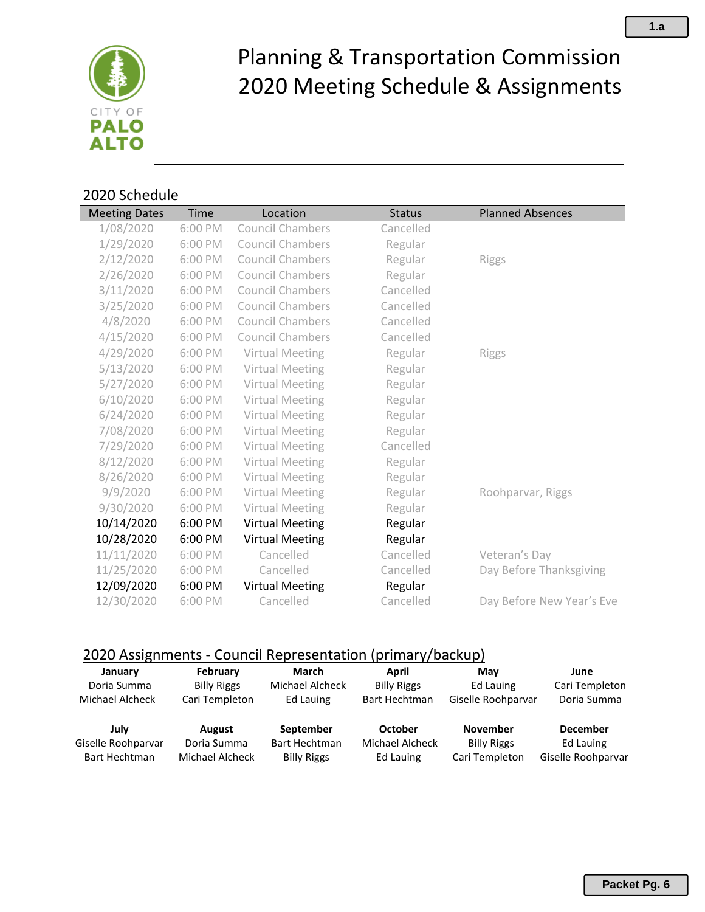# Planning & Transportation Commission
# 2020 Meeting Schedule & Assignments

## 2020 Schedule

| Meeting Dates | Time | Location | Status | Planned Absences |
|---|---|---|---|---|
| 1/08/2020 | 6:00 PM | Council Chambers | Cancelled | |
| 1/29/2020 | 6:00 PM | Council Chambers | Regular | |
| 2/12/2020 | 6:00 PM | Council Chambers | Regular | Riggs |
| 2/26/2020 | 6:00 PM | Council Chambers | Regular | |
| 3/11/2020 | 6:00 PM | Council Chambers | Cancelled | |
| 3/25/2020 | 6:00 PM | Council Chambers | Cancelled | |
| 4/8/2020 | 6:00 PM | Council Chambers | Cancelled | |
| 4/15/2020 | 6:00 PM | Council Chambers | Cancelled | |
| 4/29/2020 | 6:00 PM | Virtual Meeting | Regular | Riggs |
| 5/13/2020 | 6:00 PM | Virtual Meeting | Regular | |
| 5/27/2020 | 6:00 PM | Virtual Meeting | Regular | |
| 6/10/2020 | 6:00 PM | Virtual Meeting | Regular | |
| 6/24/2020 | 6:00 PM | Virtual Meeting | Regular | |
| 7/08/2020 | 6:00 PM | Virtual Meeting | Regular | |
| 7/29/2020 | 6:00 PM | Virtual Meeting | Cancelled | |
| 8/12/2020 | 6:00 PM | Virtual Meeting | Regular | |
| 8/26/2020 | 6:00 PM | Virtual Meeting | Regular | |
| 9/9/2020 | 6:00 PM | Virtual Meeting | Regular | Roohparvar, Riggs |
| 9/30/2020 | 6:00 PM | Virtual Meeting | Regular | |
| 10/14/2020 | 6:00 PM | Virtual Meeting | Regular | |
| 10/28/2020 | 6:00 PM | Virtual Meeting | Regular | |
| 11/11/2020 | 6:00 PM | Cancelled | Cancelled | Veteran's Day |
| 11/25/2020 | 6:00 PM | Cancelled | Cancelled | Day Before Thanksgiving |
| 12/09/2020 | 6:00 PM | Virtual Meeting | Regular | |
| 12/30/2020 | 6:00 PM | Cancelled | Cancelled | Day Before New Year's Eve |

## 2020 Assignments - Council Representation (primary/backup)

| January | February | March | April | May | June |
|---|---|---|---|---|---|
| Doria Summa | Billy Riggs | Michael Alcheck | Billy Riggs | Ed Lauing | Cari Templeton |
| Michael Alcheck | Cari Templeton | Ed Lauing | Bart Hechtman | Giselle Roohparvar | Doria Summa |

| July | August | September | October | November | December |
|---|---|---|---|---|---|
| Giselle Roohparvar | Doria Summa | Bart Hechtman | Michael Alcheck | Billy Riggs | Ed Lauing |
| Bart Hechtman | Michael Alcheck | Billy Riggs | Ed Lauing | Cari Templeton | Giselle Roohparvar |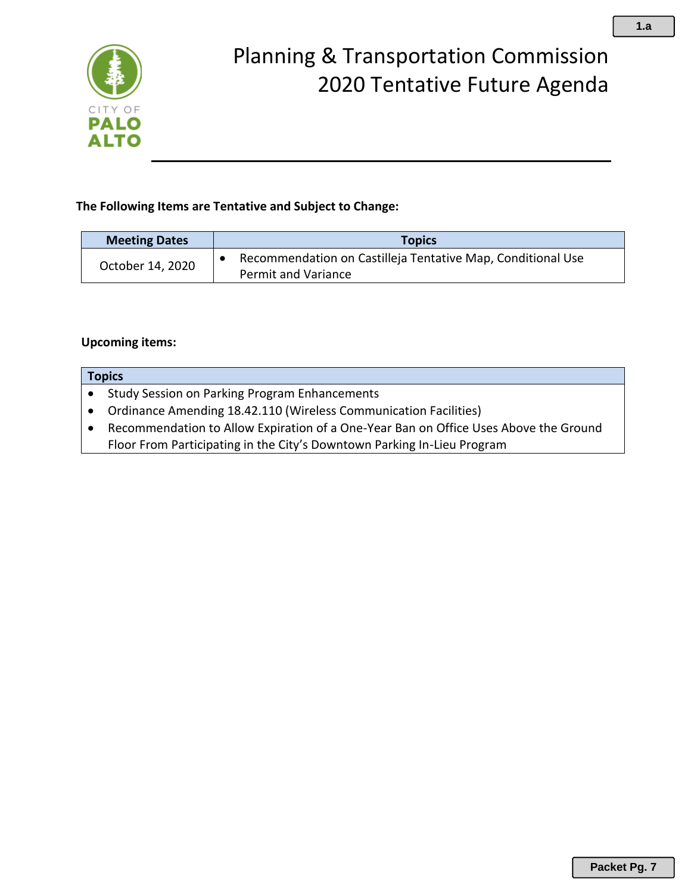# Planning & Transportation Commission 2020 Tentative Future Agenda

**The Following Items are Tentative and Subject to Change:**

| Meeting Dates | Topics |
|---|---|
| October 14, 2020 | • Recommendation on Castilleja Tentative Map, Conditional Use Permit and Variance |

**Upcoming items:**

| Topics |
|---|
| • Study Session on Parking Program Enhancements<br>• Ordinance Amending 18.42.110 (Wireless Communication Facilities)<br>• Recommendation to Allow Expiration of a One-Year Ban on Office Uses Above the Ground Floor From Participating in the City's Downtown Parking In-Lieu Program |